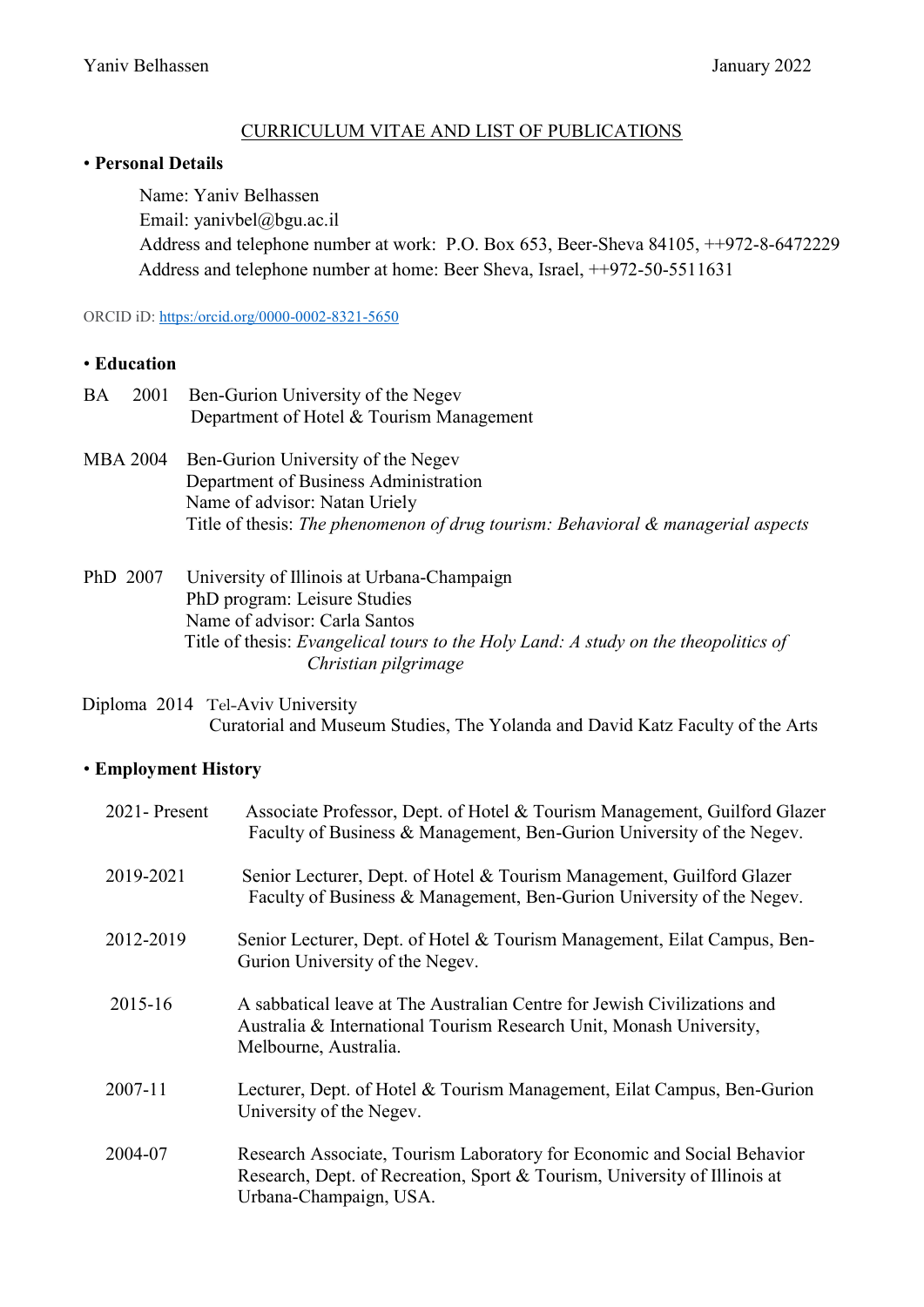Yaniv Belhassen January 2022

# CURRICULUM VITAE AND LIST OF PUBLICATIONS

## • Personal Details

Name: Yaniv Belhassen
Email: yanivbel@bgu.ac.il
Address and telephone number at work: P.O. Box 653, Beer-Sheva 84105, ++972-8-6472229
Address and telephone number at home: Beer Sheva, Israel, ++972-50-5511631

ORCID iD: https://orcid.org/0000-0002-8321-5650

## • Education

BA 2001 Ben-Gurion University of the Negev
Department of Hotel & Tourism Management

MBA 2004 Ben-Gurion University of the Negev
Department of Business Administration
Name of advisor: Natan Uriely
Title of thesis: *The phenomenon of drug tourism: Behavioral & managerial aspects*

PhD 2007 University of Illinois at Urbana-Champaign
PhD program: Leisure Studies
Name of advisor: Carla Santos
Title of thesis: *Evangelical tours to the Holy Land: A study on the theopolitics of Christian pilgrimage*

Diploma 2014 Tel-Aviv University
Curatorial and Museum Studies, The Yolanda and David Katz Faculty of the Arts

## • Employment History

| | |
|---|---|
| 2021- Present | Associate Professor, Dept. of Hotel & Tourism Management, Guilford Glazer Faculty of Business & Management, Ben-Gurion University of the Negev. |
| 2019-2021 | Senior Lecturer, Dept. of Hotel & Tourism Management, Guilford Glazer Faculty of Business & Management, Ben-Gurion University of the Negev. |
| 2012-2019 | Senior Lecturer, Dept. of Hotel & Tourism Management, Eilat Campus, Ben-Gurion University of the Negev. |
| 2015-16 | A sabbatical leave at The Australian Centre for Jewish Civilizations and Australia & International Tourism Research Unit, Monash University, Melbourne, Australia. |
| 2007-11 | Lecturer, Dept. of Hotel & Tourism Management, Eilat Campus, Ben-Gurion University of the Negev. |
| 2004-07 | Research Associate, Tourism Laboratory for Economic and Social Behavior Research, Dept. of Recreation, Sport & Tourism, University of Illinois at Urbana-Champaign, USA. |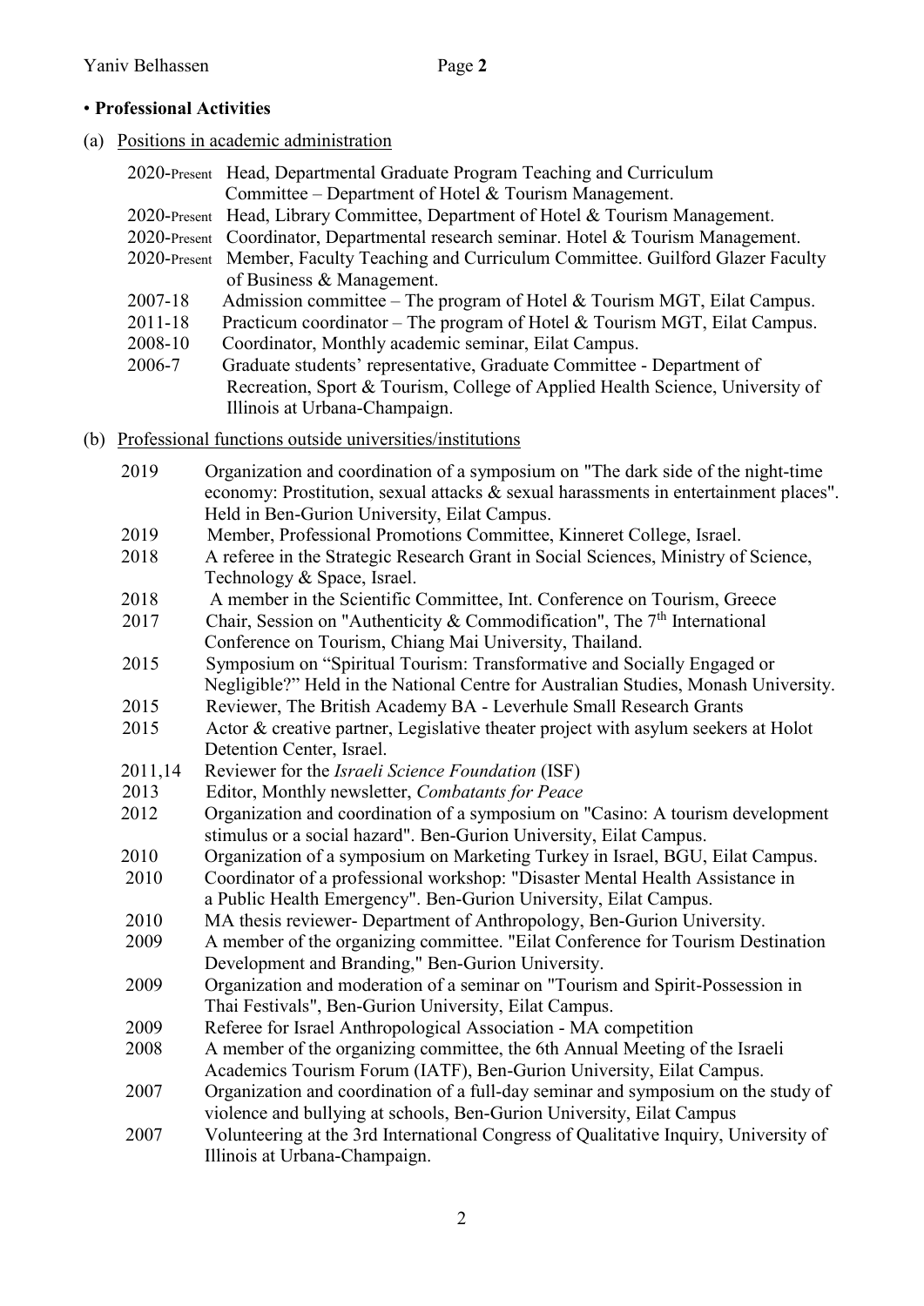## • **Professional Activities**

(a) Positions in academic administration

- 2020-Present Head, Departmental Graduate Program Teaching and Curriculum Committee – Department of Hotel & Tourism Management.
- 2020-Present Head, Library Committee, Department of Hotel & Tourism Management.
- 2020-Present Coordinator, Departmental research seminar. Hotel & Tourism Management.
- 2020-Present Member, Faculty Teaching and Curriculum Committee. Guilford Glazer Faculty of Business & Management.
- 2007-18 Admission committee – The program of Hotel & Tourism MGT, Eilat Campus.
- 2011-18 Practicum coordinator – The program of Hotel & Tourism MGT, Eilat Campus.
- 2008-10 Coordinator, Monthly academic seminar, Eilat Campus.
- 2006-7 Graduate students' representative, Graduate Committee - Department of Recreation, Sport & Tourism, College of Applied Health Science, University of Illinois at Urbana-Champaign.

(b) Professional functions outside universities/institutions

- 2019 Organization and coordination of a symposium on "The dark side of the night-time economy: Prostitution, sexual attacks & sexual harassments in entertainment places". Held in Ben-Gurion University, Eilat Campus.
- 2019 Member, Professional Promotions Committee, Kinneret College, Israel.
- 2018 A referee in the Strategic Research Grant in Social Sciences, Ministry of Science, Technology & Space, Israel.
- 2018 A member in the Scientific Committee, Int. Conference on Tourism, Greece
- 2017 Chair, Session on "Authenticity & Commodification", The 7th International Conference on Tourism, Chiang Mai University, Thailand.
- 2015 Symposium on "Spiritual Tourism: Transformative and Socially Engaged or Negligible?" Held in the National Centre for Australian Studies, Monash University.
- 2015 Reviewer, The British Academy BA - Leverhule Small Research Grants
- 2015 Actor & creative partner, Legislative theater project with asylum seekers at Holot Detention Center, Israel.
- 2011,14 Reviewer for the *Israeli Science Foundation* (ISF)
- 2013 Editor, Monthly newsletter, *Combatants for Peace*
- 2012 Organization and coordination of a symposium on "Casino: A tourism development stimulus or a social hazard". Ben-Gurion University, Eilat Campus.
- 2010 Organization of a symposium on Marketing Turkey in Israel, BGU, Eilat Campus.
- 2010 Coordinator of a professional workshop: "Disaster Mental Health Assistance in a Public Health Emergency". Ben-Gurion University, Eilat Campus.
- 2010 MA thesis reviewer- Department of Anthropology, Ben-Gurion University.
- 2009 A member of the organizing committee. "Eilat Conference for Tourism Destination Development and Branding," Ben-Gurion University.
- 2009 Organization and moderation of a seminar on "Tourism and Spirit-Possession in Thai Festivals", Ben-Gurion University, Eilat Campus.
- 2009 Referee for Israel Anthropological Association - MA competition
- 2008 A member of the organizing committee, the 6th Annual Meeting of the Israeli Academics Tourism Forum (IATF), Ben-Gurion University, Eilat Campus.
- 2007 Organization and coordination of a full-day seminar and symposium on the study of violence and bullying at schools, Ben-Gurion University, Eilat Campus
- 2007 Volunteering at the 3rd International Congress of Qualitative Inquiry, University of Illinois at Urbana-Champaign.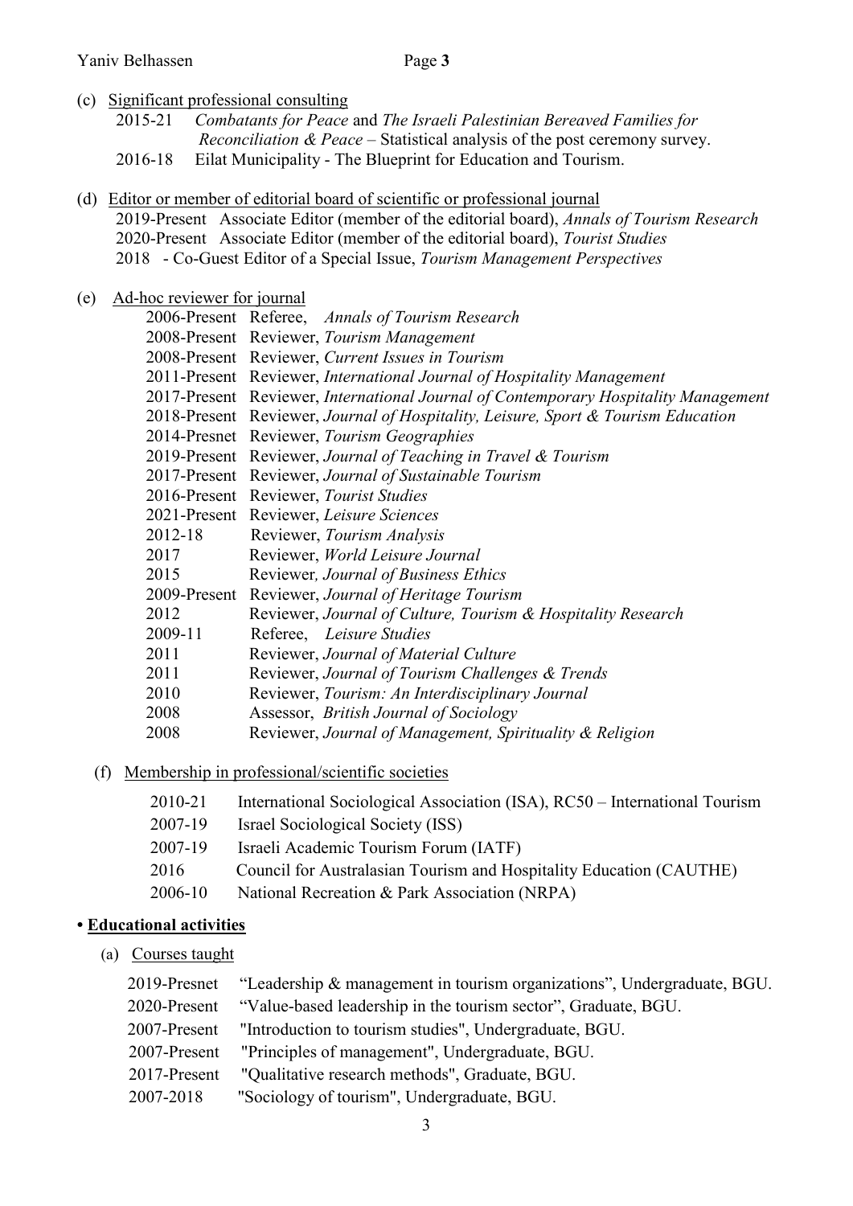(c) Significant professional consulting

- 2015-21 *Combatants for Peace* and *The Israeli Palestinian Bereaved Families for Reconciliation & Peace* – Statistical analysis of the post ceremony survey.
- 2016-18 Eilat Municipality - The Blueprint for Education and Tourism.

(d) Editor or member of editorial board of scientific or professional journal

- 2019-Present Associate Editor (member of the editorial board), *Annals of Tourism Research*
- 2020-Present Associate Editor (member of the editorial board), *Tourist Studies*
- 2018 - Co-Guest Editor of a Special Issue, *Tourism Management Perspectives*

(e) Ad-hoc reviewer for journal

- 2006-Present Referee, *Annals of Tourism Research*
- 2008-Present Reviewer, *Tourism Management*
- 2008-Present Reviewer, *Current Issues in Tourism*
- 2011-Present Reviewer, *International Journal of Hospitality Management*
- 2017-Present Reviewer, *International Journal of Contemporary Hospitality Management*
- 2018-Present Reviewer, *Journal of Hospitality, Leisure, Sport & Tourism Education*
- 2014-Presnet Reviewer, *Tourism Geographies*
- 2019-Present Reviewer, *Journal of Teaching in Travel & Tourism*
- 2017-Present Reviewer, *Journal of Sustainable Tourism*
- 2016-Present Reviewer, *Tourist Studies*
- 2021-Present Reviewer, *Leisure Sciences*
- 2012-18 Reviewer, *Tourism Analysis*
- 2017 Reviewer, *World Leisure Journal*
- 2015 Reviewer, *Journal of Business Ethics*
- 2009-Present Reviewer, *Journal of Heritage Tourism*
- 2012 Reviewer, *Journal of Culture, Tourism & Hospitality Research*
- 2009-11 Referee, *Leisure Studies*
- 2011 Reviewer, *Journal of Material Culture*
- 2011 Reviewer, *Journal of Tourism Challenges & Trends*
- 2010 Reviewer, *Tourism: An Interdisciplinary Journal*
- 2008 Assessor, *British Journal of Sociology*
- 2008 Reviewer, *Journal of Management, Spirituality & Religion*

(f) Membership in professional/scientific societies

- 2010-21 International Sociological Association (ISA), RC50 – International Tourism
- 2007-19 Israel Sociological Society (ISS)
- 2007-19 Israeli Academic Tourism Forum (IATF)
- 2016 Council for Australasian Tourism and Hospitality Education (CAUTHE)
- 2006-10 National Recreation & Park Association (NRPA)

## • Educational activities

(a) Courses taught

- 2019-Presnet "Leadership & management in tourism organizations", Undergraduate, BGU.
- 2020-Present "Value-based leadership in the tourism sector", Graduate, BGU.
- 2007-Present "Introduction to tourism studies", Undergraduate, BGU.
- 2007-Present "Principles of management", Undergraduate, BGU.
- 2017-Present "Qualitative research methods", Graduate, BGU.
- 2007-2018 "Sociology of tourism", Undergraduate, BGU.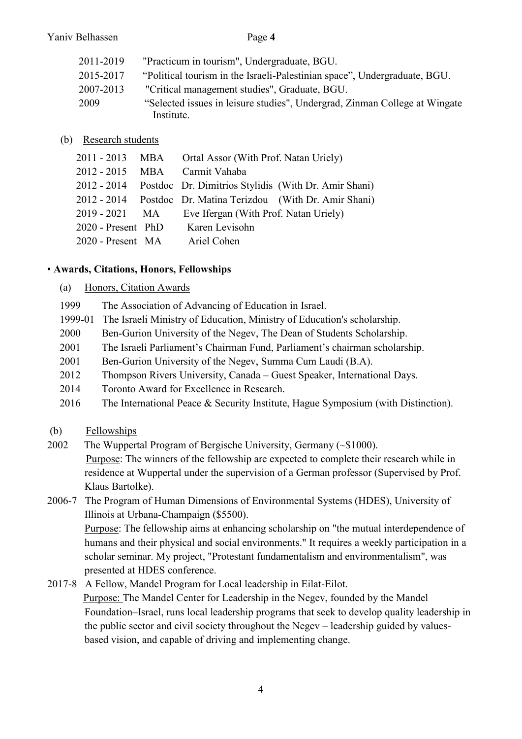| | |
|---|---|
| 2011-2019 | "Practicum in tourism", Undergraduate, BGU. |
| 2015-2017 | "Political tourism in the Israeli-Palestinian space", Undergraduate, BGU. |
| 2007-2013 | "Critical management studies", Graduate, BGU. |
| 2009 | "Selected issues in leisure studies", Undergrad, Zinman College at Wingate Institute. |

(b) Research students

| | | |
|---|---|---|
| 2011 - 2013 | MBA | Ortal Assor (With Prof. Natan Uriely) |
| 2012 - 2015 | MBA | Carmit Vahaba |
| 2012 - 2014 | Postdoc | Dr. Dimitrios Stylidis (With Dr. Amir Shani) |
| 2012 - 2014 | Postdoc | Dr. Matina Terizdou (With Dr. Amir Shani) |
| 2019 - 2021 | MA | Eve Ifergan (With Prof. Natan Uriely) |
| 2020 - Present | PhD | Karen Levisohn |
| 2020 - Present | MA | Ariel Cohen |

• **Awards, Citations, Honors, Fellowships**

(a) Honors, Citation Awards

| | |
|---|---|
| 1999 | The Association of Advancing of Education in Israel. |
| 1999-01 | The Israeli Ministry of Education, Ministry of Education's scholarship. |
| 2000 | Ben-Gurion University of the Negev, The Dean of Students Scholarship. |
| 2001 | The Israeli Parliament's Chairman Fund, Parliament's chairman scholarship. |
| 2001 | Ben-Gurion University of the Negev, Summa Cum Laudi (B.A). |
| 2012 | Thompson Rivers University, Canada – Guest Speaker, International Days. |
| 2014 | Toronto Award for Excellence in Research. |
| 2016 | The International Peace & Security Institute, Hague Symposium (with Distinction). |

(b) Fellowships

2002 The Wuppertal Program of Bergische University, Germany (~$1000).
Purpose: The winners of the fellowship are expected to complete their research while in residence at Wuppertal under the supervision of a German professor (Supervised by Prof. Klaus Bartolke).

2006-7 The Program of Human Dimensions of Environmental Systems (HDES), University of Illinois at Urbana-Champaign ($5500).
Purpose: The fellowship aims at enhancing scholarship on "the mutual interdependence of humans and their physical and social environments." It requires a weekly participation in a scholar seminar. My project, "Protestant fundamentalism and environmentalism", was presented at HDES conference.

2017-8 A Fellow, Mandel Program for Local leadership in Eilat-Eilot.
Purpose: The Mandel Center for Leadership in the Negev, founded by the Mandel Foundation–Israel, runs local leadership programs that seek to develop quality leadership in the public sector and civil society throughout the Negev – leadership guided by values-based vision, and capable of driving and implementing change.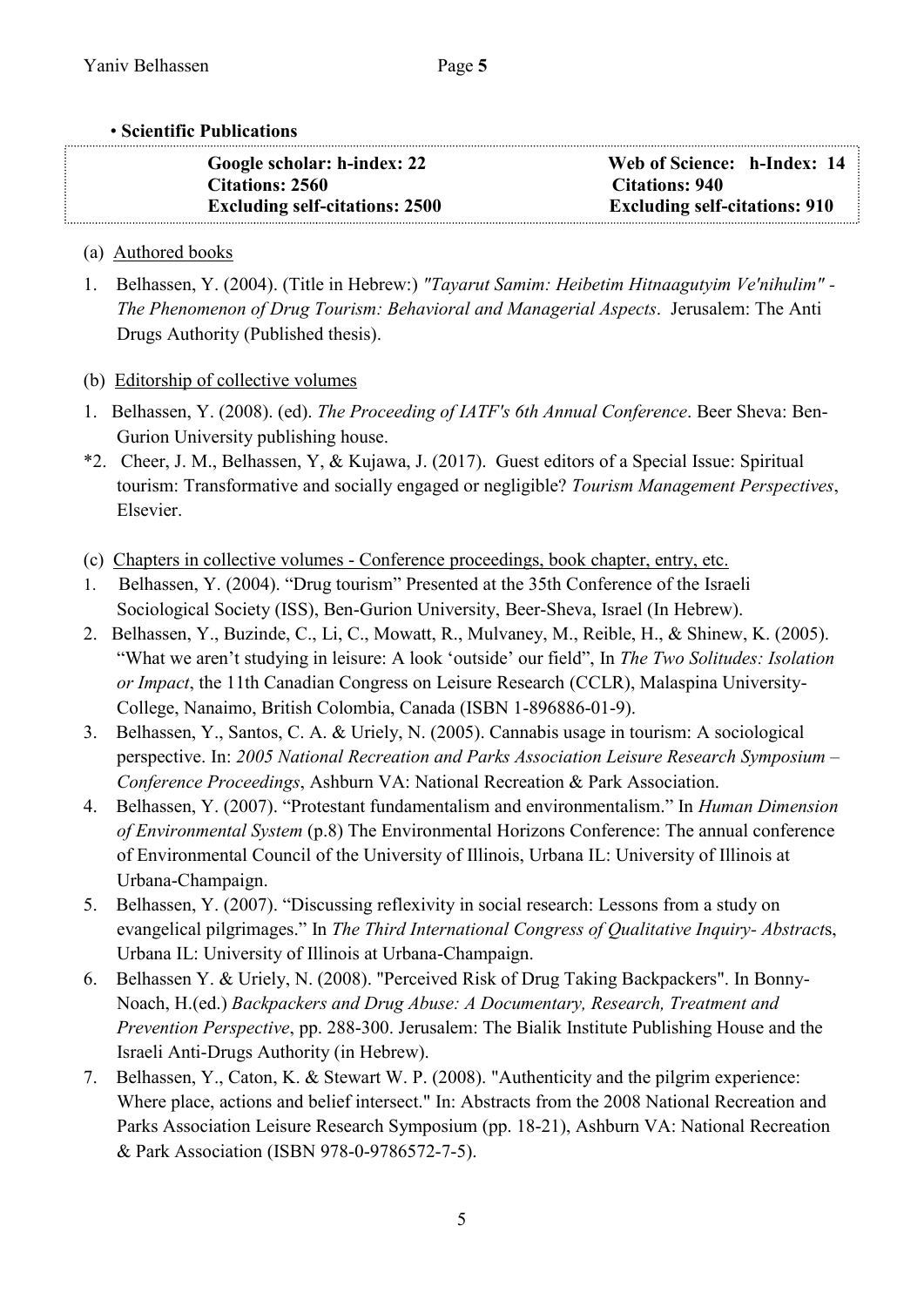• **Scientific Publications**

| **Google scholar: h-index: 22** | **Web of Science: h-Index: 14** |
|---|---|
| **Citations: 2560** | **Citations: 940** |
| **Excluding self-citations: 2500** | **Excluding self-citations: 910** |

(a) Authored books

1. Belhassen, Y. (2004). (Title in Hebrew:) *"Tayarut Samim: Heibetim Hitnaagutyim Ve'nihulim" - The Phenomenon of Drug Tourism: Behavioral and Managerial Aspects*. Jerusalem: The Anti Drugs Authority (Published thesis).

(b) Editorship of collective volumes

1. Belhassen, Y. (2008). (ed). *The Proceeding of IATF's 6th Annual Conference*. Beer Sheva: Ben-Gurion University publishing house.

*2. Cheer, J. M., Belhassen, Y, & Kujawa, J. (2017). Guest editors of a Special Issue: Spiritual tourism: Transformative and socially engaged or negligible? *Tourism Management Perspectives*, Elsevier.

(c) Chapters in collective volumes - Conference proceedings, book chapter, entry, etc.

1. Belhassen, Y. (2004). "Drug tourism" Presented at the 35th Conference of the Israeli Sociological Society (ISS), Ben-Gurion University, Beer-Sheva, Israel (In Hebrew).
2. Belhassen, Y., Buzinde, C., Li, C., Mowatt, R., Mulvaney, M., Reible, H., & Shinew, K. (2005). "What we aren't studying in leisure: A look 'outside' our field", In *The Two Solitudes: Isolation or Impact*, the 11th Canadian Congress on Leisure Research (CCLR), Malaspina University-College, Nanaimo, British Colombia, Canada (ISBN 1-896886-01-9).
3. Belhassen, Y., Santos, C. A. & Uriely, N. (2005). Cannabis usage in tourism: A sociological perspective. In: *2005 National Recreation and Parks Association Leisure Research Symposium – Conference Proceedings*, Ashburn VA: National Recreation & Park Association.
4. Belhassen, Y. (2007). "Protestant fundamentalism and environmentalism." In *Human Dimension of Environmental System* (p.8) The Environmental Horizons Conference: The annual conference of Environmental Council of the University of Illinois, Urbana IL: University of Illinois at Urbana-Champaign.
5. Belhassen, Y. (2007). "Discussing reflexivity in social research: Lessons from a study on evangelical pilgrimages." In *The Third International Congress of Qualitative Inquiry- Abstract*s, Urbana IL: University of Illinois at Urbana-Champaign.
6. Belhassen Y. & Uriely, N. (2008). "Perceived Risk of Drug Taking Backpackers". In Bonny-Noach, H.(ed.) *Backpackers and Drug Abuse: A Documentary, Research, Treatment and Prevention Perspective*, pp. 288-300. Jerusalem: The Bialik Institute Publishing House and the Israeli Anti-Drugs Authority (in Hebrew).
7. Belhassen, Y., Caton, K. & Stewart W. P. (2008). "Authenticity and the pilgrim experience: Where place, actions and belief intersect." In: Abstracts from the 2008 National Recreation and Parks Association Leisure Research Symposium (pp. 18-21), Ashburn VA: National Recreation & Park Association (ISBN 978-0-9786572-7-5).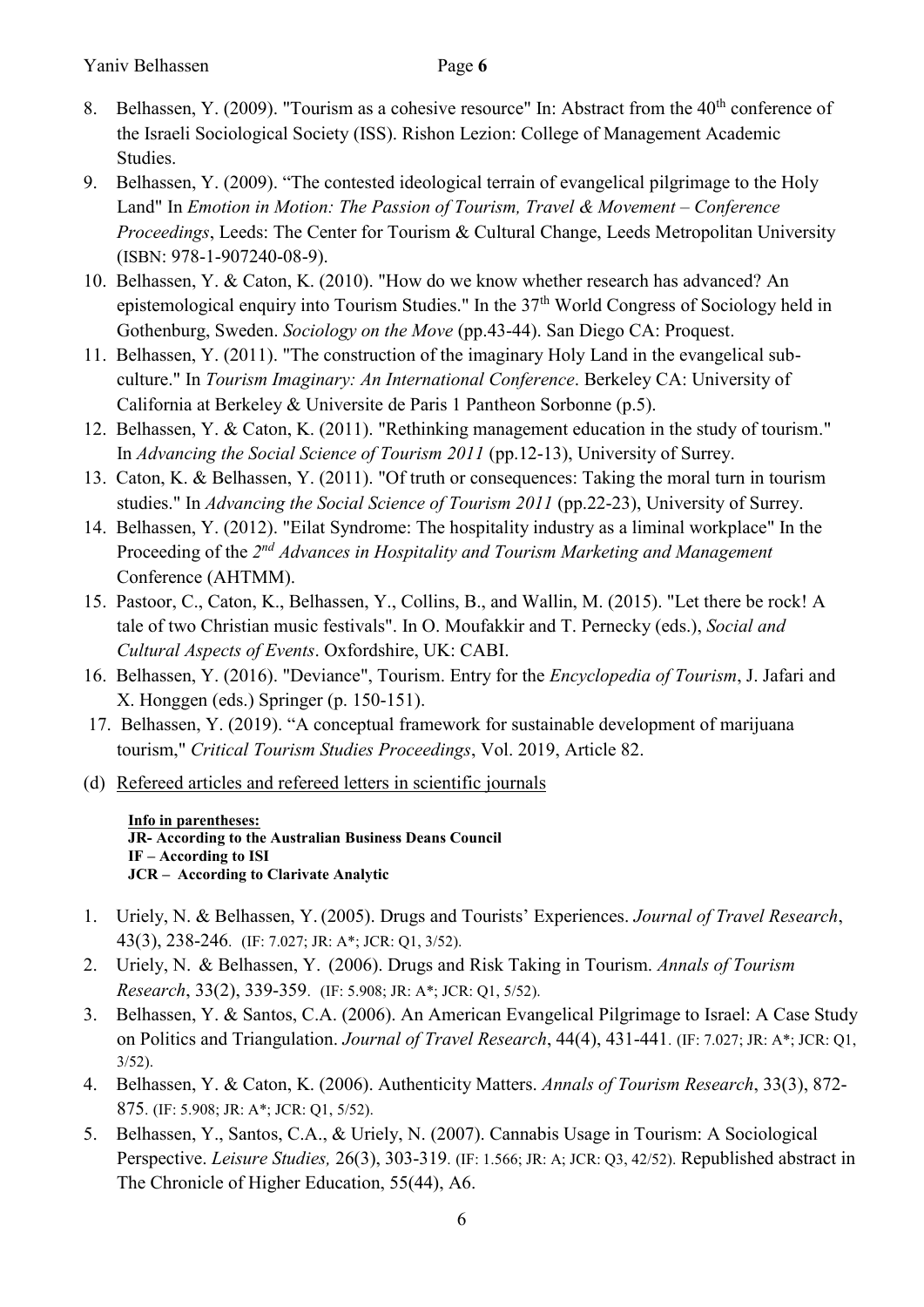8. Belhassen, Y. (2009). "Tourism as a cohesive resource" In: Abstract from the 40th conference of the Israeli Sociological Society (ISS). Rishon Lezion: College of Management Academic Studies.
9. Belhassen, Y. (2009). "The contested ideological terrain of evangelical pilgrimage to the Holy Land" In *Emotion in Motion: The Passion of Tourism, Travel & Movement – Conference Proceedings*, Leeds: The Center for Tourism & Cultural Change, Leeds Metropolitan University (ISBN: 978-1-907240-08-9).
10. Belhassen, Y. & Caton, K. (2010). "How do we know whether research has advanced? An epistemological enquiry into Tourism Studies." In the 37th World Congress of Sociology held in Gothenburg, Sweden. *Sociology on the Move* (pp.43-44). San Diego CA: Proquest.
11. Belhassen, Y. (2011). "The construction of the imaginary Holy Land in the evangelical sub-culture." In *Tourism Imaginary: An International Conference*. Berkeley CA: University of California at Berkeley & Universite de Paris 1 Pantheon Sorbonne (p.5).
12. Belhassen, Y. & Caton, K. (2011). "Rethinking management education in the study of tourism." In *Advancing the Social Science of Tourism 2011* (pp.12-13), University of Surrey.
13. Caton, K. & Belhassen, Y. (2011). "Of truth or consequences: Taking the moral turn in tourism studies." In *Advancing the Social Science of Tourism 2011* (pp.22-23), University of Surrey.
14. Belhassen, Y. (2012). "Eilat Syndrome: The hospitality industry as a liminal workplace" In the Proceeding of the *2nd Advances in Hospitality and Tourism Marketing and Management* Conference (AHTMM).
15. Pastoor, C., Caton, K., Belhassen, Y., Collins, B., and Wallin, M. (2015). "Let there be rock! A tale of two Christian music festivals". In O. Moufakkir and T. Pernecky (eds.), *Social and Cultural Aspects of Events*. Oxfordshire, UK: CABI.
16. Belhassen, Y. (2016). "Deviance", Tourism. Entry for the *Encyclopedia of Tourism*, J. Jafari and X. Honggen (eds.) Springer (p. 150-151).
17. Belhassen, Y. (2019). "A conceptual framework for sustainable development of marijuana tourism," *Critical Tourism Studies Proceedings*, Vol. 2019, Article 82.

(d) Refereed articles and refereed letters in scientific journals

**Info in parentheses:**
**JR- According to the Australian Business Deans Council**
**IF – According to ISI**
**JCR – According to Clarivate Analytic**

1. Uriely, N. & Belhassen, Y. (2005). Drugs and Tourists' Experiences. *Journal of Travel Research*, 43(3), 238-246. (IF: 7.027; JR: A*; JCR: Q1, 3/52).
2. Uriely, N. & Belhassen, Y. (2006). Drugs and Risk Taking in Tourism. *Annals of Tourism Research*, 33(2), 339-359. (IF: 5.908; JR: A*; JCR: Q1, 5/52).
3. Belhassen, Y. & Santos, C.A. (2006). An American Evangelical Pilgrimage to Israel: A Case Study on Politics and Triangulation. *Journal of Travel Research*, 44(4), 431-441. (IF: 7.027; JR: A*; JCR: Q1, 3/52).
4. Belhassen, Y. & Caton, K. (2006). Authenticity Matters. *Annals of Tourism Research*, 33(3), 872-875. (IF: 5.908; JR: A*; JCR: Q1, 5/52).
5. Belhassen, Y., Santos, C.A., & Uriely, N. (2007). Cannabis Usage in Tourism: A Sociological Perspective. *Leisure Studies,* 26(3), 303-319. (IF: 1.566; JR: A; JCR: Q3, 42/52). Republished abstract in The Chronicle of Higher Education, 55(44), A6.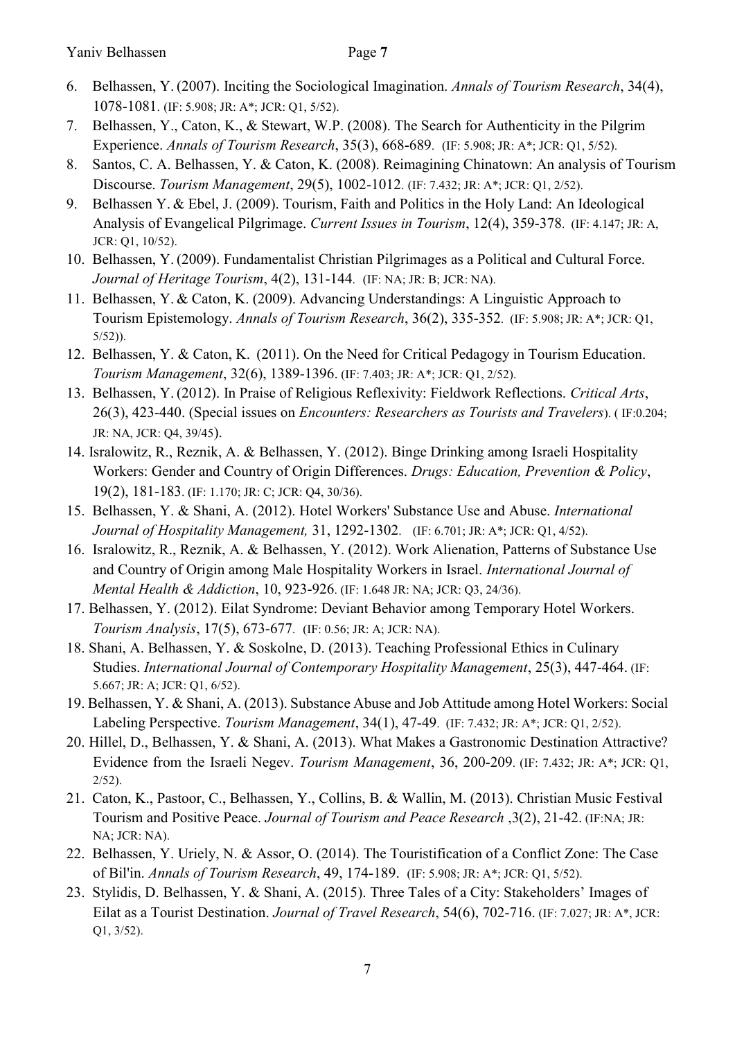6. Belhassen, Y. (2007). Inciting the Sociological Imagination. *Annals of Tourism Research*, 34(4), 1078-1081. (IF: 5.908; JR: A*; JCR: Q1, 5/52).
7. Belhassen, Y., Caton, K., & Stewart, W.P. (2008). The Search for Authenticity in the Pilgrim Experience. *Annals of Tourism Research*, 35(3), 668-689. (IF: 5.908; JR: A*; JCR: Q1, 5/52).
8. Santos, C. A. Belhassen, Y. & Caton, K. (2008). Reimagining Chinatown: An analysis of Tourism Discourse. *Tourism Management*, 29(5), 1002-1012. (IF: 7.432; JR: A*; JCR: Q1, 2/52).
9. Belhassen Y. & Ebel, J. (2009). Tourism, Faith and Politics in the Holy Land: An Ideological Analysis of Evangelical Pilgrimage. *Current Issues in Tourism*, 12(4), 359-378. (IF: 4.147; JR: A, JCR: Q1, 10/52).
10. Belhassen, Y. (2009). Fundamentalist Christian Pilgrimages as a Political and Cultural Force. *Journal of Heritage Tourism*, 4(2), 131-144. (IF: NA; JR: B; JCR: NA).
11. Belhassen, Y. & Caton, K. (2009). Advancing Understandings: A Linguistic Approach to Tourism Epistemology. *Annals of Tourism Research*, 36(2), 335-352. (IF: 5.908; JR: A*; JCR: Q1, 5/52)).
12. Belhassen, Y. & Caton, K. (2011). On the Need for Critical Pedagogy in Tourism Education. *Tourism Management*, 32(6), 1389-1396. (IF: 7.403; JR: A*; JCR: Q1, 2/52).
13. Belhassen, Y. (2012). In Praise of Religious Reflexivity: Fieldwork Reflections. *Critical Arts*, 26(3), 423-440. (Special issues on *Encounters: Researchers as Tourists and Travelers*). ( IF:0.204; JR: NA, JCR: Q4, 39/45).
14. Isralowitz, R., Reznik, A. & Belhassen, Y. (2012). Binge Drinking among Israeli Hospitality Workers: Gender and Country of Origin Differences. *Drugs: Education, Prevention & Policy*, 19(2), 181-183. (IF: 1.170; JR: C; JCR: Q4, 30/36).
15. Belhassen, Y. & Shani, A. (2012). Hotel Workers' Substance Use and Abuse. *International Journal of Hospitality Management,* 31, 1292-1302. (IF: 6.701; JR: A*; JCR: Q1, 4/52).
16. Isralowitz, R., Reznik, A. & Belhassen, Y. (2012). Work Alienation, Patterns of Substance Use and Country of Origin among Male Hospitality Workers in Israel. *International Journal of Mental Health & Addiction*, 10, 923-926. (IF: 1.648 JR: NA; JCR: Q3, 24/36).
17. Belhassen, Y. (2012). Eilat Syndrome: Deviant Behavior among Temporary Hotel Workers. *Tourism Analysis*, 17(5), 673-677. (IF: 0.56; JR: A; JCR: NA).
18. Shani, A. Belhassen, Y. & Soskolne, D. (2013). Teaching Professional Ethics in Culinary Studies. *International Journal of Contemporary Hospitality Management*, 25(3), 447-464. (IF: 5.667; JR: A; JCR: Q1, 6/52).
19. Belhassen, Y. & Shani, A. (2013). Substance Abuse and Job Attitude among Hotel Workers: Social Labeling Perspective. *Tourism Management*, 34(1), 47-49. (IF: 7.432; JR: A*; JCR: Q1, 2/52).
20. Hillel, D., Belhassen, Y. & Shani, A. (2013). What Makes a Gastronomic Destination Attractive? Evidence from the Israeli Negev. *Tourism Management*, 36, 200-209. (IF: 7.432; JR: A*; JCR: Q1, 2/52).
21. Caton, K., Pastoor, C., Belhassen, Y., Collins, B. & Wallin, M. (2013). Christian Music Festival Tourism and Positive Peace. *Journal of Tourism and Peace Research* ,3(2), 21-42. (IF:NA; JR: NA; JCR: NA).
22. Belhassen, Y. Uriely, N. & Assor, O. (2014). The Touristification of a Conflict Zone: The Case of Bil'in. *Annals of Tourism Research*, 49, 174-189. (IF: 5.908; JR: A*; JCR: Q1, 5/52).
23. Stylidis, D. Belhassen, Y. & Shani, A. (2015). Three Tales of a City: Stakeholders' Images of Eilat as a Tourist Destination. *Journal of Travel Research*, 54(6), 702-716. (IF: 7.027; JR: A*, JCR: Q1, 3/52).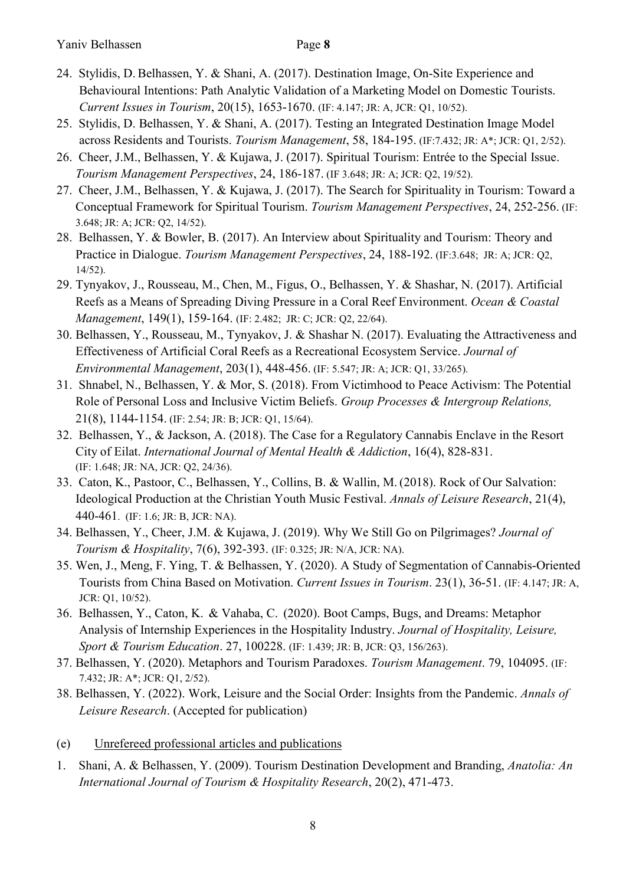24. Stylidis, D. Belhassen, Y. & Shani, A. (2017). Destination Image, On-Site Experience and Behavioural Intentions: Path Analytic Validation of a Marketing Model on Domestic Tourists. *Current Issues in Tourism*, 20(15), 1653-1670. (IF: 4.147; JR: A, JCR: Q1, 10/52).
25. Stylidis, D. Belhassen, Y. & Shani, A. (2017). Testing an Integrated Destination Image Model across Residents and Tourists. *Tourism Management*, 58, 184-195. (IF:7.432; JR: A*; JCR: Q1, 2/52).
26. Cheer, J.M., Belhassen, Y. & Kujawa, J. (2017). Spiritual Tourism: Entrée to the Special Issue. *Tourism Management Perspectives*, 24, 186-187. (IF 3.648; JR: A; JCR: Q2, 19/52).
27. Cheer, J.M., Belhassen, Y. & Kujawa, J. (2017). The Search for Spirituality in Tourism: Toward a Conceptual Framework for Spiritual Tourism. *Tourism Management Perspectives*, 24, 252-256. (IF: 3.648; JR: A; JCR: Q2, 14/52).
28. Belhassen, Y. & Bowler, B. (2017). An Interview about Spirituality and Tourism: Theory and Practice in Dialogue. *Tourism Management Perspectives*, 24, 188-192. (IF:3.648; JR: A; JCR: Q2, 14/52).
29. Tynyakov, J., Rousseau, M., Chen, M., Figus, O., Belhassen, Y. & Shashar, N. (2017). Artificial Reefs as a Means of Spreading Diving Pressure in a Coral Reef Environment. *Ocean & Coastal Management*, 149(1), 159-164. (IF: 2.482; JR: C; JCR: Q2, 22/64).
30. Belhassen, Y., Rousseau, M., Tynyakov, J. & Shashar N. (2017). Evaluating the Attractiveness and Effectiveness of Artificial Coral Reefs as a Recreational Ecosystem Service. *Journal of Environmental Management*, 203(1), 448-456. (IF: 5.547; JR: A; JCR: Q1, 33/265).
31. Shnabel, N., Belhassen, Y. & Mor, S. (2018). From Victimhood to Peace Activism: The Potential Role of Personal Loss and Inclusive Victim Beliefs. *Group Processes & Intergroup Relations,* 21(8), 1144-1154. (IF: 2.54; JR: B; JCR: Q1, 15/64).
32. Belhassen, Y., & Jackson, A. (2018). The Case for a Regulatory Cannabis Enclave in the Resort City of Eilat. *International Journal of Mental Health & Addiction*, 16(4), 828-831. (IF: 1.648; JR: NA, JCR: Q2, 24/36).
33. Caton, K., Pastoor, C., Belhassen, Y., Collins, B. & Wallin, M. (2018). Rock of Our Salvation: Ideological Production at the Christian Youth Music Festival. *Annals of Leisure Research*, 21(4), 440-461. (IF: 1.6; JR: B, JCR: NA).
34. Belhassen, Y., Cheer, J.M. & Kujawa, J. (2019). Why We Still Go on Pilgrimages? *Journal of Tourism & Hospitality*, 7(6), 392-393. (IF: 0.325; JR: N/A, JCR: NA).
35. Wen, J., Meng, F. Ying, T. & Belhassen, Y. (2020). A Study of Segmentation of Cannabis-Oriented Tourists from China Based on Motivation. *Current Issues in Tourism*. 23(1), 36-51. (IF: 4.147; JR: A, JCR: Q1, 10/52).
36. Belhassen, Y., Caton, K. & Vahaba, C. (2020). Boot Camps, Bugs, and Dreams: Metaphor Analysis of Internship Experiences in the Hospitality Industry. *Journal of Hospitality, Leisure, Sport & Tourism Education*. 27, 100228. (IF: 1.439; JR: B, JCR: Q3, 156/263).
37. Belhassen, Y. (2020). Metaphors and Tourism Paradoxes. *Tourism Management*. 79, 104095. (IF: 7.432; JR: A*; JCR: Q1, 2/52).
38. Belhassen, Y. (2022). Work, Leisure and the Social Order: Insights from the Pandemic. *Annals of Leisure Research*. (Accepted for publication)

(e) Unrefereed professional articles and publications

1. Shani, A. & Belhassen, Y. (2009). Tourism Destination Development and Branding, *Anatolia: An International Journal of Tourism & Hospitality Research*, 20(2), 471-473.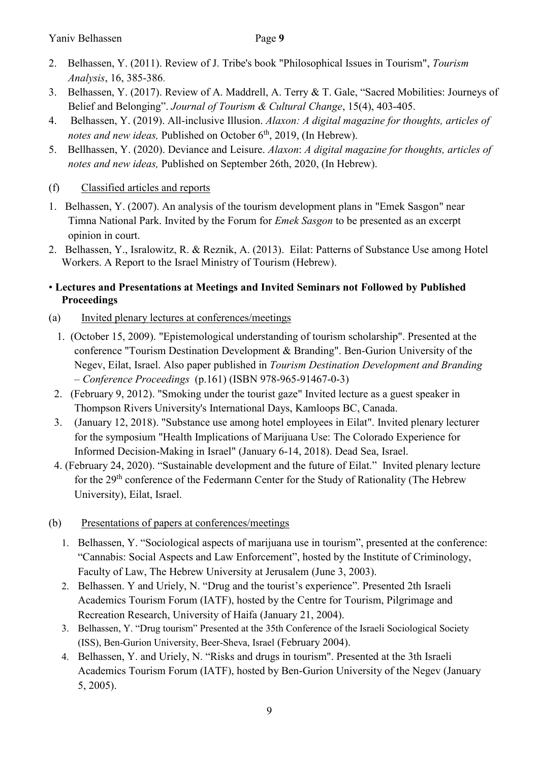2. Belhassen, Y. (2011). Review of J. Tribe's book "Philosophical Issues in Tourism", *Tourism Analysis*, 16, 385-386.
3. Belhassen, Y. (2017). Review of A. Maddrell, A. Terry & T. Gale, "Sacred Mobilities: Journeys of Belief and Belonging". *Journal of Tourism & Cultural Change*, 15(4), 403-405.
4. Belhassen, Y. (2019). All-inclusive Illusion. *Alaxon: A digital magazine for thoughts, articles of notes and new ideas,* Published on October 6th, 2019, (In Hebrew).
5. Bellhassen, Y. (2020). Deviance and Leisure. *Alaxon*: *A digital magazine for thoughts, articles of notes and new ideas,* Published on September 26th, 2020, (In Hebrew).

(f) Classified articles and reports

1. Belhassen, Y. (2007). An analysis of the tourism development plans in "Emek Sasgon" near Timna National Park. Invited by the Forum for *Emek Sasgon* to be presented as an excerpt opinion in court.
2. Belhassen, Y., Isralowitz, R. & Reznik, A. (2013). Eilat: Patterns of Substance Use among Hotel Workers. A Report to the Israel Ministry of Tourism (Hebrew).

• **Lectures and Presentations at Meetings and Invited Seminars not Followed by Published Proceedings**

(a) Invited plenary lectures at conferences/meetings

1. (October 15, 2009). "Epistemological understanding of tourism scholarship". Presented at the conference "Tourism Destination Development & Branding". Ben-Gurion University of the Negev, Eilat, Israel. Also paper published in *Tourism Destination Development and Branding – Conference Proceedings* (p.161) (ISBN 978-965-91467-0-3)
2. (February 9, 2012). "Smoking under the tourist gaze" Invited lecture as a guest speaker in Thompson Rivers University's International Days, Kamloops BC, Canada.
3. (January 12, 2018). "Substance use among hotel employees in Eilat". Invited plenary lecturer for the symposium "Health Implications of Marijuana Use: The Colorado Experience for Informed Decision-Making in Israel" (January 6-14, 2018). Dead Sea, Israel.
4. (February 24, 2020). "Sustainable development and the future of Eilat." Invited plenary lecture for the 29th conference of the Federmann Center for the Study of Rationality (The Hebrew University), Eilat, Israel.

(b) Presentations of papers at conferences/meetings

1. Belhassen, Y. "Sociological aspects of marijuana use in tourism", presented at the conference: "Cannabis: Social Aspects and Law Enforcement", hosted by the Institute of Criminology, Faculty of Law, The Hebrew University at Jerusalem (June 3, 2003).
2. Belhassen. Y and Uriely, N. "Drug and the tourist's experience". Presented 2th Israeli Academics Tourism Forum (IATF), hosted by the Centre for Tourism, Pilgrimage and Recreation Research, University of Haifa (January 21, 2004).
3. Belhassen, Y. "Drug tourism" Presented at the 35th Conference of the Israeli Sociological Society (ISS), Ben-Gurion University, Beer-Sheva, Israel (February 2004).
4. Belhassen, Y. and Uriely, N. "Risks and drugs in tourism". Presented at the 3th Israeli Academics Tourism Forum (IATF), hosted by Ben-Gurion University of the Negev (January 5, 2005).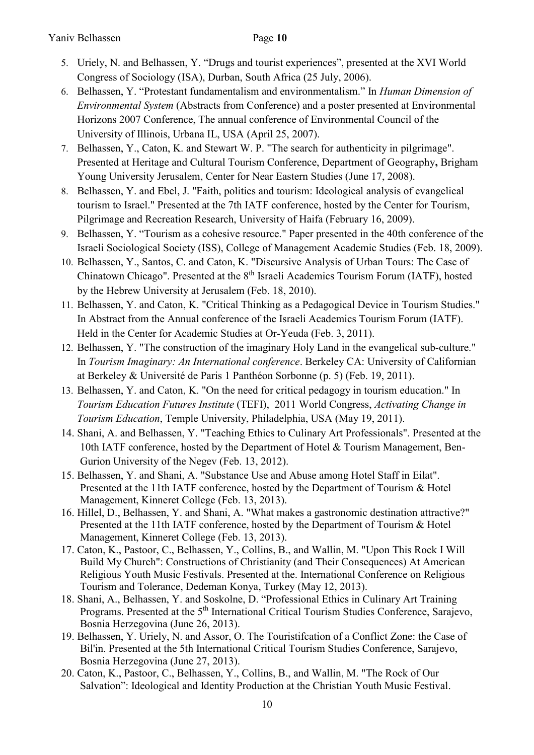5. Uriely, N. and Belhassen, Y. "Drugs and tourist experiences", presented at the XVI World Congress of Sociology (ISA), Durban, South Africa (25 July, 2006).
6. Belhassen, Y. "Protestant fundamentalism and environmentalism." In *Human Dimension of Environmental System* (Abstracts from Conference) and a poster presented at Environmental Horizons 2007 Conference, The annual conference of Environmental Council of the University of Illinois, Urbana IL, USA (April 25, 2007).
7. Belhassen, Y., Caton, K. and Stewart W. P. "The search for authenticity in pilgrimage". Presented at Heritage and Cultural Tourism Conference, Department of Geography**,** Brigham Young University Jerusalem, Center for Near Eastern Studies (June 17, 2008).
8. Belhassen, Y. and Ebel, J. "Faith, politics and tourism: Ideological analysis of evangelical tourism to Israel." Presented at the 7th IATF conference, hosted by the Center for Tourism, Pilgrimage and Recreation Research, University of Haifa (February 16, 2009).
9. Belhassen, Y. "Tourism as a cohesive resource." Paper presented in the 40th conference of the Israeli Sociological Society (ISS), College of Management Academic Studies (Feb. 18, 2009).
10. Belhassen, Y., Santos, C. and Caton, K. "Discursive Analysis of Urban Tours: The Case of Chinatown Chicago". Presented at the 8th Israeli Academics Tourism Forum (IATF), hosted by the Hebrew University at Jerusalem (Feb. 18, 2010).
11. Belhassen, Y. and Caton, K. "Critical Thinking as a Pedagogical Device in Tourism Studies." In Abstract from the Annual conference of the Israeli Academics Tourism Forum (IATF). Held in the Center for Academic Studies at Or-Yeuda (Feb. 3, 2011).
12. Belhassen, Y. "The construction of the imaginary Holy Land in the evangelical sub-culture." In *Tourism Imaginary: An International conference*. Berkeley CA: University of Californian at Berkeley & Université de Paris 1 Panthéon Sorbonne (p. 5) (Feb. 19, 2011).
13. Belhassen, Y. and Caton, K. "On the need for critical pedagogy in tourism education." In *Tourism Education Futures Institute* (TEFI), 2011 World Congress, *Activating Change in Tourism Education*, Temple University, Philadelphia, USA (May 19, 2011).
14. Shani, A. and Belhassen, Y. "Teaching Ethics to Culinary Art Professionals". Presented at the 10th IATF conference, hosted by the Department of Hotel & Tourism Management, Ben-Gurion University of the Negev (Feb. 13, 2012).
15. Belhassen, Y. and Shani, A. "Substance Use and Abuse among Hotel Staff in Eilat". Presented at the 11th IATF conference, hosted by the Department of Tourism & Hotel Management, Kinneret College (Feb. 13, 2013).
16. Hillel, D., Belhassen, Y. and Shani, A. "What makes a gastronomic destination attractive?" Presented at the 11th IATF conference, hosted by the Department of Tourism & Hotel Management, Kinneret College (Feb. 13, 2013).
17. Caton, K., Pastoor, C., Belhassen, Y., Collins, B., and Wallin, M. "Upon This Rock I Will Build My Church": Constructions of Christianity (and Their Consequences) At American Religious Youth Music Festivals. Presented at the. International Conference on Religious Tourism and Tolerance, Dedeman Konya, Turkey (May 12, 2013).
18. Shani, A., Belhassen, Y. and Soskolne, D. "Professional Ethics in Culinary Art Training Programs. Presented at the 5th International Critical Tourism Studies Conference, Sarajevo, Bosnia Herzegovina (June 26, 2013).
19. Belhassen, Y. Uriely, N. and Assor, O. The Touristifcation of a Conflict Zone: the Case of Bil'in. Presented at the 5th International Critical Tourism Studies Conference, Sarajevo, Bosnia Herzegovina (June 27, 2013).
20. Caton, K., Pastoor, C., Belhassen, Y., Collins, B., and Wallin, M. "The Rock of Our Salvation": Ideological and Identity Production at the Christian Youth Music Festival.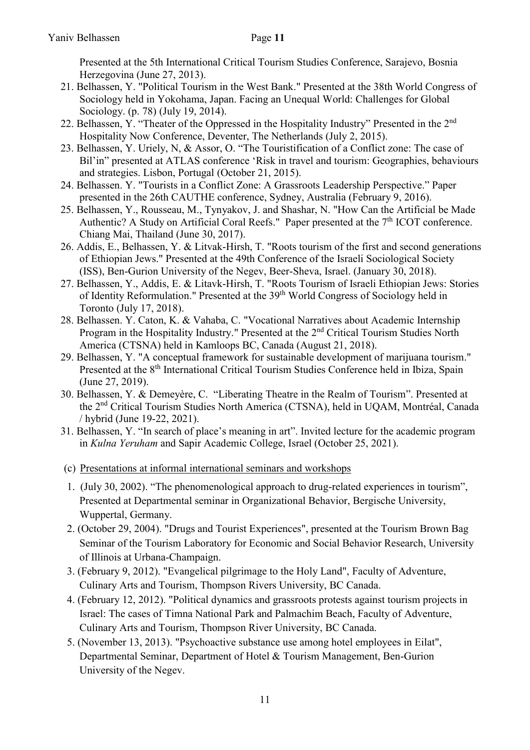Presented at the 5th International Critical Tourism Studies Conference, Sarajevo, Bosnia Herzegovina (June 27, 2013).

21. Belhassen, Y. "Political Tourism in the West Bank." Presented at the 38th World Congress of Sociology held in Yokohama, Japan. Facing an Unequal World: Challenges for Global Sociology. (p. 78) (July 19, 2014).
22. Belhassen, Y. "Theater of the Oppressed in the Hospitality Industry" Presented in the 2nd Hospitality Now Conference, Deventer, The Netherlands (July 2, 2015).
23. Belhassen, Y. Uriely, N, & Assor, O. "The Touristification of a Conflict zone: The case of Bil'in" presented at ATLAS conference 'Risk in travel and tourism: Geographies, behaviours and strategies. Lisbon, Portugal (October 21, 2015).
24. Belhassen. Y. "Tourists in a Conflict Zone: A Grassroots Leadership Perspective." Paper presented in the 26th CAUTHE conference, Sydney, Australia (February 9, 2016).
25. Belhassen, Y., Rousseau, M., Tynyakov, J. and Shashar, N. "How Can the Artificial be Made Authentic? A Study on Artificial Coral Reefs." Paper presented at the 7th ICOT conference. Chiang Mai, Thailand (June 30, 2017).
26. Addis, E., Belhassen, Y. & Litvak-Hirsh, T. "Roots tourism of the first and second generations of Ethiopian Jews." Presented at the 49th Conference of the Israeli Sociological Society (ISS), Ben-Gurion University of the Negev, Beer-Sheva, Israel. (January 30, 2018).
27. Belhassen, Y., Addis, E. & Litavk-Hirsh, T. "Roots Tourism of Israeli Ethiopian Jews: Stories of Identity Reformulation." Presented at the 39th World Congress of Sociology held in Toronto (July 17, 2018).
28. Belhassen. Y. Caton, K. & Vahaba, C. "Vocational Narratives about Academic Internship Program in the Hospitality Industry." Presented at the 2nd Critical Tourism Studies North America (CTSNA) held in Kamloops BC, Canada (August 21, 2018).
29. Belhassen, Y. "A conceptual framework for sustainable development of marijuana tourism." Presented at the 8th International Critical Tourism Studies Conference held in Ibiza, Spain (June 27, 2019).
30. Belhassen, Y. & Demeyère, C. "Liberating Theatre in the Realm of Tourism". Presented at the 2nd Critical Tourism Studies North America (CTSNA), held in UQAM, Montréal, Canada / hybrid (June 19-22, 2021).
31. Belhassen, Y. "In search of place's meaning in art". Invited lecture for the academic program in *Kulna Yeruham* and Sapir Academic College, Israel (October 25, 2021).

(c) Presentations at informal international seminars and workshops

1. (July 30, 2002). "The phenomenological approach to drug-related experiences in tourism", Presented at Departmental seminar in Organizational Behavior, Bergische University, Wuppertal, Germany.
2. (October 29, 2004). "Drugs and Tourist Experiences", presented at the Tourism Brown Bag Seminar of the Tourism Laboratory for Economic and Social Behavior Research, University of Illinois at Urbana-Champaign.
3. (February 9, 2012). "Evangelical pilgrimage to the Holy Land", Faculty of Adventure, Culinary Arts and Tourism, Thompson Rivers University, BC Canada.
4. (February 12, 2012). "Political dynamics and grassroots protests against tourism projects in Israel: The cases of Timna National Park and Palmachim Beach, Faculty of Adventure, Culinary Arts and Tourism, Thompson River University, BC Canada.
5. (November 13, 2013). "Psychoactive substance use among hotel employees in Eilat", Departmental Seminar, Department of Hotel & Tourism Management, Ben-Gurion University of the Negev.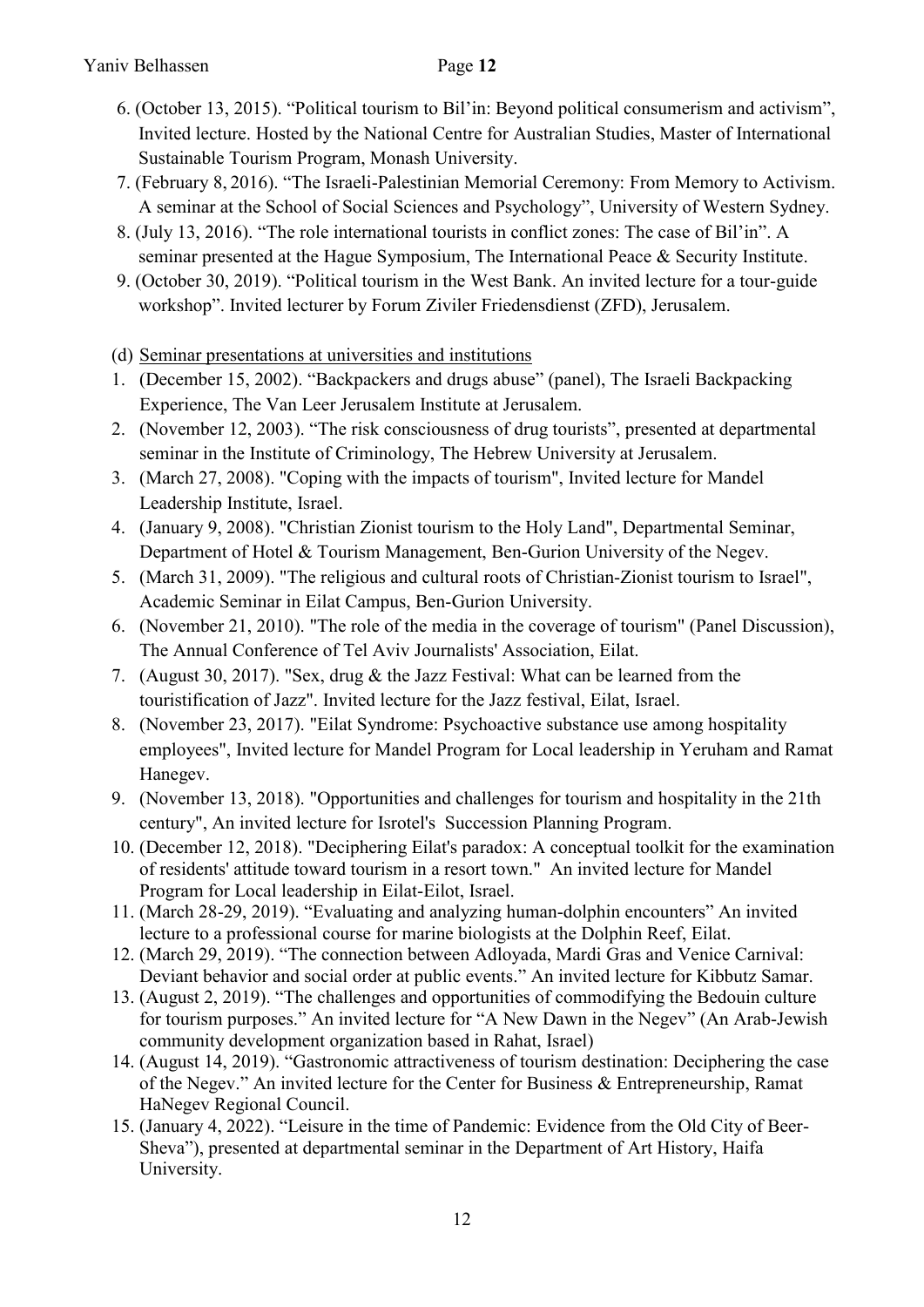6. (October 13, 2015). “Political tourism to Bil’in: Beyond political consumerism and activism”, Invited lecture. Hosted by the National Centre for Australian Studies, Master of International Sustainable Tourism Program, Monash University.
7. (February 8, 2016). “The Israeli-Palestinian Memorial Ceremony: From Memory to Activism. A seminar at the School of Social Sciences and Psychology”, University of Western Sydney.
8. (July 13, 2016). “The role international tourists in conflict zones: The case of Bil’in”. A seminar presented at the Hague Symposium, The International Peace & Security Institute.
9. (October 30, 2019). “Political tourism in the West Bank. An invited lecture for a tour-guide workshop”. Invited lecturer by Forum Ziviler Friedensdienst (ZFD), Jerusalem.

(d) Seminar presentations at universities and institutions

1. (December 15, 2002). “Backpackers and drugs abuse” (panel), The Israeli Backpacking Experience, The Van Leer Jerusalem Institute at Jerusalem.
2. (November 12, 2003). “The risk consciousness of drug tourists”, presented at departmental seminar in the Institute of Criminology, The Hebrew University at Jerusalem.
3. (March 27, 2008). "Coping with the impacts of tourism", Invited lecture for Mandel Leadership Institute, Israel.
4. (January 9, 2008). "Christian Zionist tourism to the Holy Land", Departmental Seminar, Department of Hotel & Tourism Management, Ben-Gurion University of the Negev.
5. (March 31, 2009). "The religious and cultural roots of Christian-Zionist tourism to Israel", Academic Seminar in Eilat Campus, Ben-Gurion University.
6. (November 21, 2010). "The role of the media in the coverage of tourism" (Panel Discussion), The Annual Conference of Tel Aviv Journalists' Association, Eilat.
7. (August 30, 2017). "Sex, drug & the Jazz Festival: What can be learned from the touristification of Jazz". Invited lecture for the Jazz festival, Eilat, Israel.
8. (November 23, 2017). "Eilat Syndrome: Psychoactive substance use among hospitality employees", Invited lecture for Mandel Program for Local leadership in Yeruham and Ramat Hanegev.
9. (November 13, 2018). "Opportunities and challenges for tourism and hospitality in the 21th century", An invited lecture for Isrotel's Succession Planning Program.
10. (December 12, 2018). "Deciphering Eilat's paradox: A conceptual toolkit for the examination of residents' attitude toward tourism in a resort town." An invited lecture for Mandel Program for Local leadership in Eilat-Eilot, Israel.
11. (March 28-29, 2019). “Evaluating and analyzing human-dolphin encounters” An invited lecture to a professional course for marine biologists at the Dolphin Reef, Eilat.
12. (March 29, 2019). “The connection between Adloyada, Mardi Gras and Venice Carnival: Deviant behavior and social order at public events.” An invited lecture for Kibbutz Samar.
13. (August 2, 2019). “The challenges and opportunities of commodifying the Bedouin culture for tourism purposes.” An invited lecture for “A New Dawn in the Negev” (An Arab-Jewish community development organization based in Rahat, Israel)
14. (August 14, 2019). “Gastronomic attractiveness of tourism destination: Deciphering the case of the Negev.” An invited lecture for the Center for Business & Entrepreneurship, Ramat HaNegev Regional Council.
15. (January 4, 2022). “Leisure in the time of Pandemic: Evidence from the Old City of Beer-Sheva”), presented at departmental seminar in the Department of Art History, Haifa University.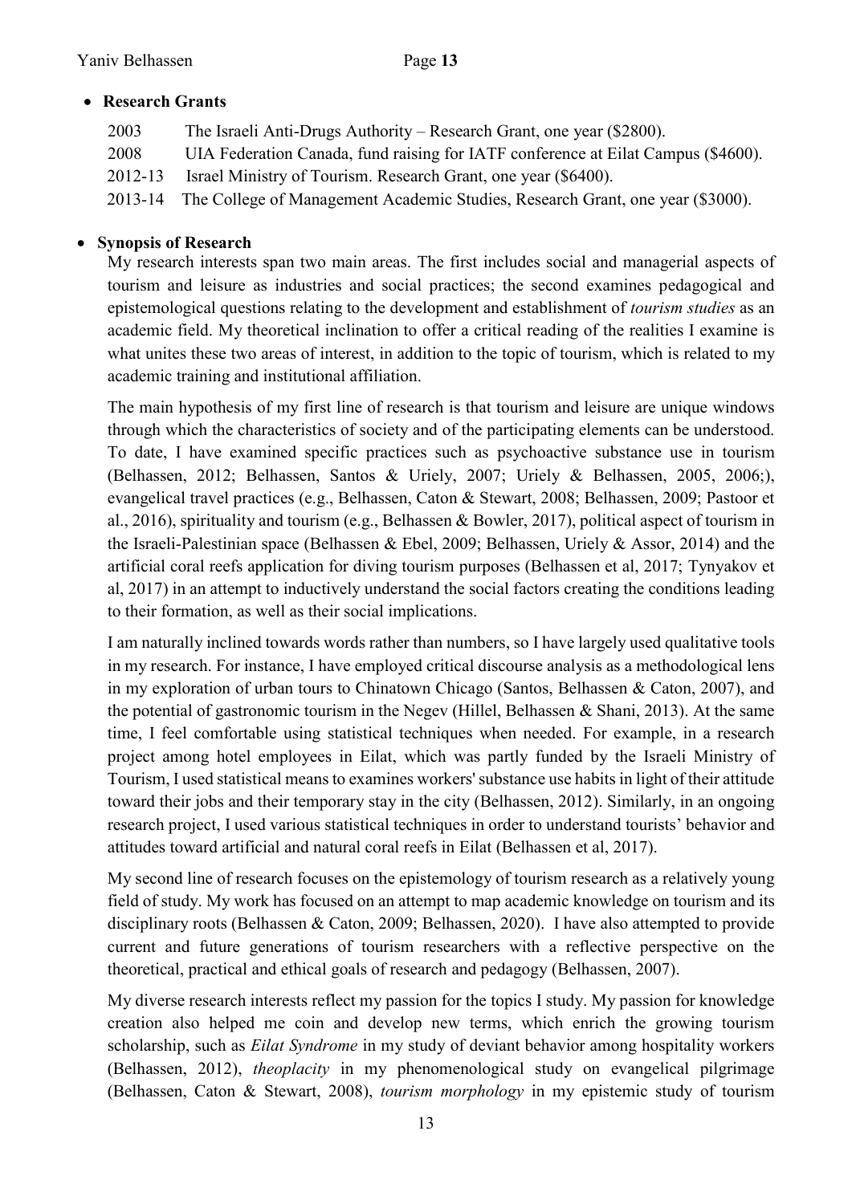- **Research Grants**

2003 The Israeli Anti-Drugs Authority – Research Grant, one year ($2800).

2008 UIA Federation Canada, fund raising for IATF conference at Eilat Campus ($4600).

2012-13 Israel Ministry of Tourism. Research Grant, one year ($6400).

2013-14 The College of Management Academic Studies, Research Grant, one year ($3000).

- **Synopsis of Research**

My research interests span two main areas. The first includes social and managerial aspects of tourism and leisure as industries and social practices; the second examines pedagogical and epistemological questions relating to the development and establishment of *tourism studies* as an academic field. My theoretical inclination to offer a critical reading of the realities I examine is what unites these two areas of interest, in addition to the topic of tourism, which is related to my academic training and institutional affiliation.

The main hypothesis of my first line of research is that tourism and leisure are unique windows through which the characteristics of society and of the participating elements can be understood. To date, I have examined specific practices such as psychoactive substance use in tourism (Belhassen, 2012; Belhassen, Santos & Uriely, 2007; Uriely & Belhassen, 2005, 2006;), evangelical travel practices (e.g., Belhassen, Caton & Stewart, 2008; Belhassen, 2009; Pastoor et al., 2016), spirituality and tourism (e.g., Belhassen & Bowler, 2017), political aspect of tourism in the Israeli-Palestinian space (Belhassen & Ebel, 2009; Belhassen, Uriely & Assor, 2014) and the artificial coral reefs application for diving tourism purposes (Belhassen et al, 2017; Tynyakov et al, 2017) in an attempt to inductively understand the social factors creating the conditions leading to their formation, as well as their social implications.

I am naturally inclined towards words rather than numbers, so I have largely used qualitative tools in my research. For instance, I have employed critical discourse analysis as a methodological lens in my exploration of urban tours to Chinatown Chicago (Santos, Belhassen & Caton, 2007), and the potential of gastronomic tourism in the Negev (Hillel, Belhassen & Shani, 2013). At the same time, I feel comfortable using statistical techniques when needed. For example, in a research project among hotel employees in Eilat, which was partly funded by the Israeli Ministry of Tourism, I used statistical means to examines workers' substance use habits in light of their attitude toward their jobs and their temporary stay in the city (Belhassen, 2012). Similarly, in an ongoing research project, I used various statistical techniques in order to understand tourists' behavior and attitudes toward artificial and natural coral reefs in Eilat (Belhassen et al, 2017).

My second line of research focuses on the epistemology of tourism research as a relatively young field of study. My work has focused on an attempt to map academic knowledge on tourism and its disciplinary roots (Belhassen & Caton, 2009; Belhassen, 2020). I have also attempted to provide current and future generations of tourism researchers with a reflective perspective on the theoretical, practical and ethical goals of research and pedagogy (Belhassen, 2007).

My diverse research interests reflect my passion for the topics I study. My passion for knowledge creation also helped me coin and develop new terms, which enrich the growing tourism scholarship, such as *Eilat Syndrome* in my study of deviant behavior among hospitality workers (Belhassen, 2012), *theoplacity* in my phenomenological study on evangelical pilgrimage (Belhassen, Caton & Stewart, 2008), *tourism morphology* in my epistemic study of tourism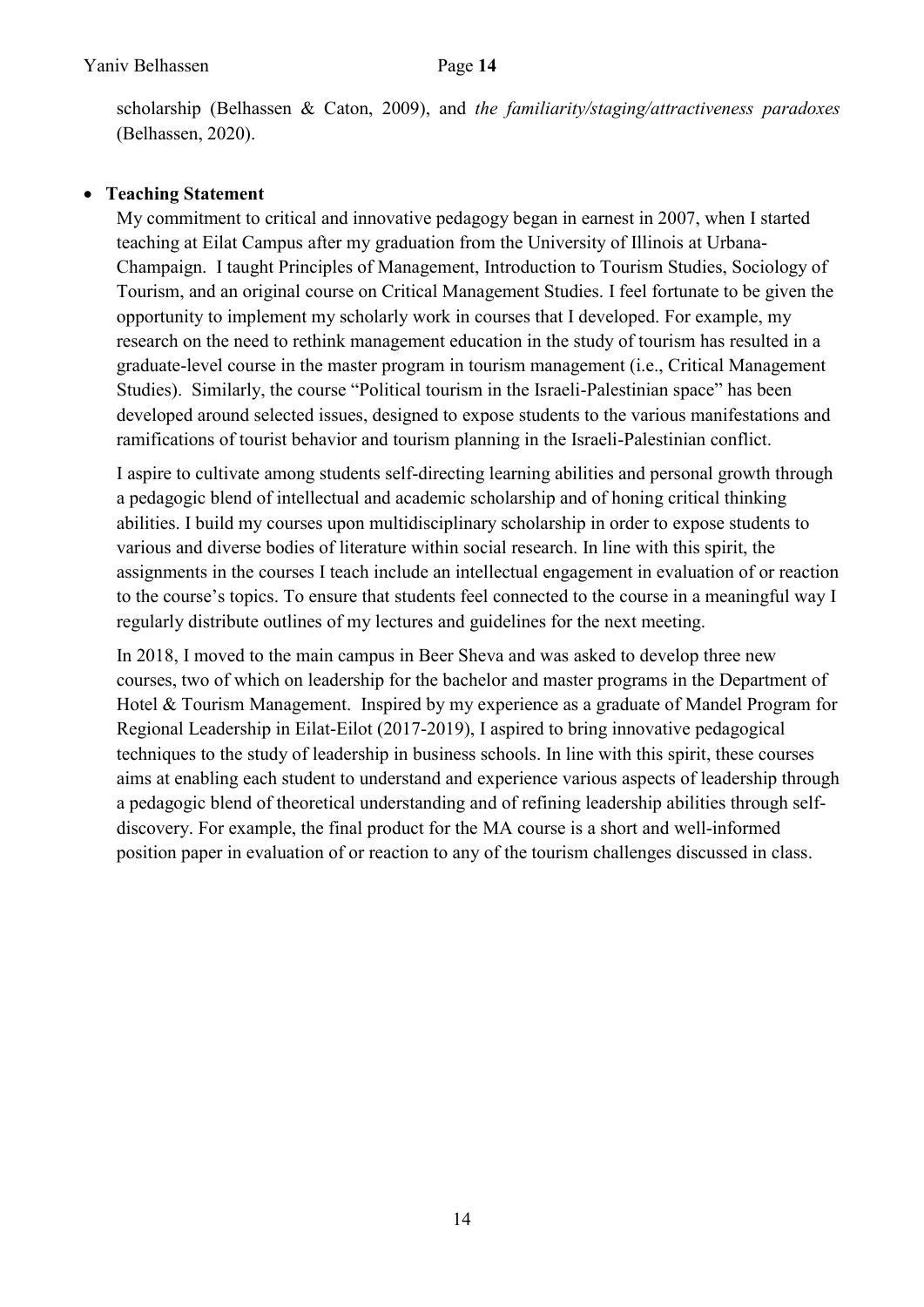scholarship (Belhassen & Caton, 2009), and *the familiarity/staging/attractiveness paradoxes* (Belhassen, 2020).

- **Teaching Statement**

  My commitment to critical and innovative pedagogy began in earnest in 2007, when I started teaching at Eilat Campus after my graduation from the University of Illinois at Urbana-Champaign. I taught Principles of Management, Introduction to Tourism Studies, Sociology of Tourism, and an original course on Critical Management Studies. I feel fortunate to be given the opportunity to implement my scholarly work in courses that I developed. For example, my research on the need to rethink management education in the study of tourism has resulted in a graduate-level course in the master program in tourism management (i.e., Critical Management Studies). Similarly, the course "Political tourism in the Israeli-Palestinian space" has been developed around selected issues, designed to expose students to the various manifestations and ramifications of tourist behavior and tourism planning in the Israeli-Palestinian conflict.

  I aspire to cultivate among students self-directing learning abilities and personal growth through a pedagogic blend of intellectual and academic scholarship and of honing critical thinking abilities. I build my courses upon multidisciplinary scholarship in order to expose students to various and diverse bodies of literature within social research. In line with this spirit, the assignments in the courses I teach include an intellectual engagement in evaluation of or reaction to the course's topics. To ensure that students feel connected to the course in a meaningful way I regularly distribute outlines of my lectures and guidelines for the next meeting.

  In 2018, I moved to the main campus in Beer Sheva and was asked to develop three new courses, two of which on leadership for the bachelor and master programs in the Department of Hotel & Tourism Management. Inspired by my experience as a graduate of Mandel Program for Regional Leadership in Eilat-Eilot (2017-2019), I aspired to bring innovative pedagogical techniques to the study of leadership in business schools. In line with this spirit, these courses aims at enabling each student to understand and experience various aspects of leadership through a pedagogic blend of theoretical understanding and of refining leadership abilities through self-discovery. For example, the final product for the MA course is a short and well-informed position paper in evaluation of or reaction to any of the tourism challenges discussed in class.